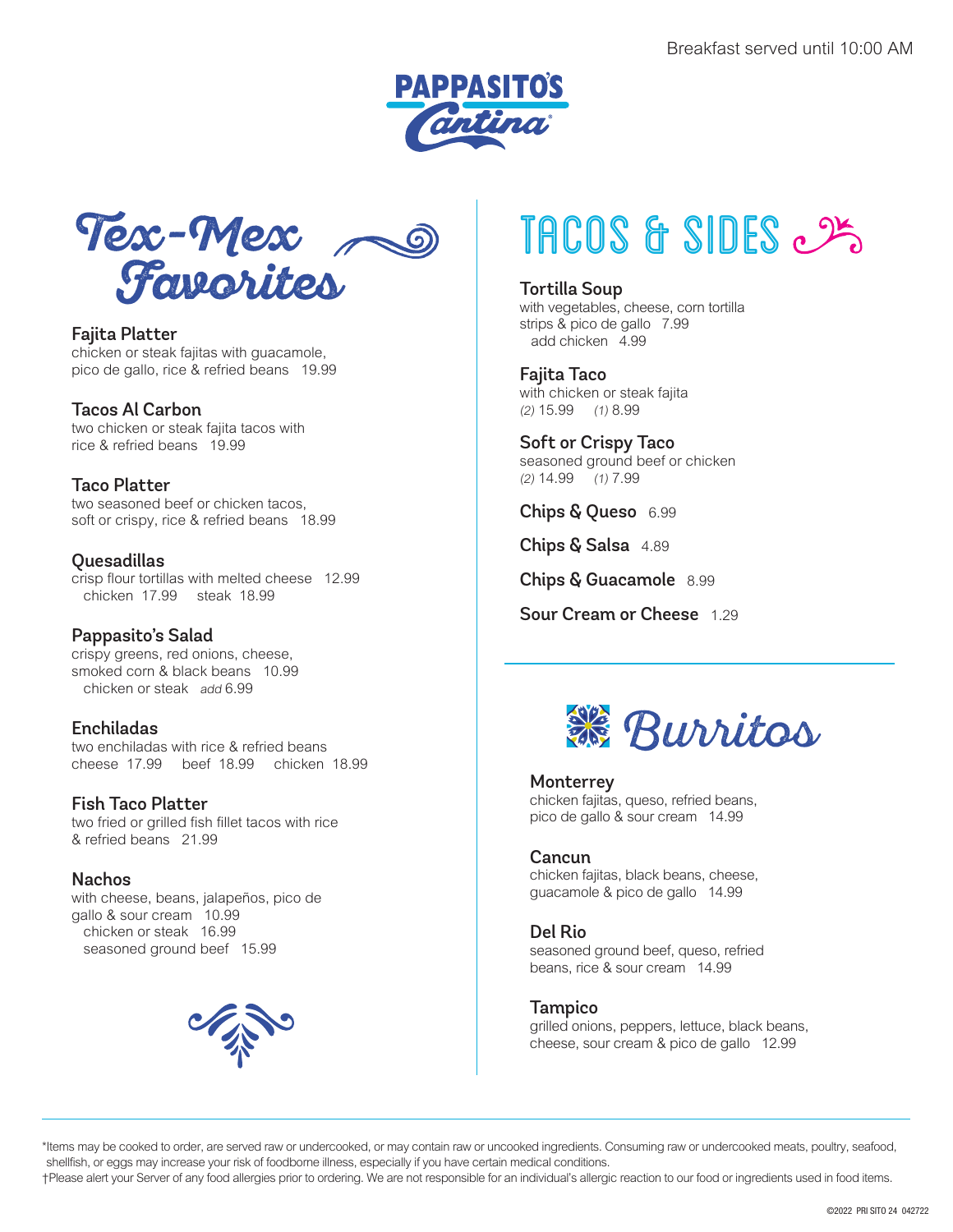Breakfast served until 10:00 AM

# PAPPASITO'S Cantina

## Tex-Mex Favorites

**Fajita Platter**
chicken or steak fajitas with guacamole, pico de gallo, rice & refried beans 19.99

**Tacos Al Carbon**
two chicken or steak fajita tacos with rice & refried beans 19.99

**Taco Platter**
two seasoned beef or chicken tacos, soft or crispy, rice & refried beans 18.99

**Quesadillas**
crisp flour tortillas with melted cheese 12.99
chicken 17.99 steak 18.99

**Pappasito's Salad**
crispy greens, red onions, cheese, smoked corn & black beans 10.99
chicken or steak *add* 6.99

**Enchiladas**
two enchiladas with rice & refried beans
cheese 17.99 beef 18.99 chicken 18.99

**Fish Taco Platter**
two fried or grilled fish fillet tacos with rice & refried beans 21.99

**Nachos**
with cheese, beans, jalapeños, pico de gallo & sour cream 10.99
chicken or steak 16.99
seasoned ground beef 15.99

## TACOS & SIDES

**Tortilla Soup**
with vegetables, cheese, corn tortilla strips & pico de gallo 7.99
add chicken 4.99

**Fajita Taco**
with chicken or steak fajita
*(2)* 15.99 *(1)* 8.99

**Soft or Crispy Taco**
seasoned ground beef or chicken
*(2)* 14.99 *(1)* 7.99

**Chips & Queso** 6.99

**Chips & Salsa** 4.89

**Chips & Guacamole** 8.99

**Sour Cream or Cheese** 1.29

## Burritos

**Monterrey**
chicken fajitas, queso, refried beans, pico de gallo & sour cream 14.99

**Cancun**
chicken fajitas, black beans, cheese, guacamole & pico de gallo 14.99

**Del Rio**
seasoned ground beef, queso, refried beans, rice & sour cream 14.99

**Tampico**
grilled onions, peppers, lettuce, black beans, cheese, sour cream & pico de gallo 12.99

*Items may be cooked to order, are served raw or undercooked, or may contain raw or uncooked ingredients. Consuming raw or undercooked meats, poultry, seafood, shellfish, or eggs may increase your risk of foodborne illness, especially if you have certain medical conditions.
†Please alert your Server of any food allergies prior to ordering. We are not responsible for an individual's allergic reaction to our food or ingredients used in food items.

©2022 PRI SITO 24 042722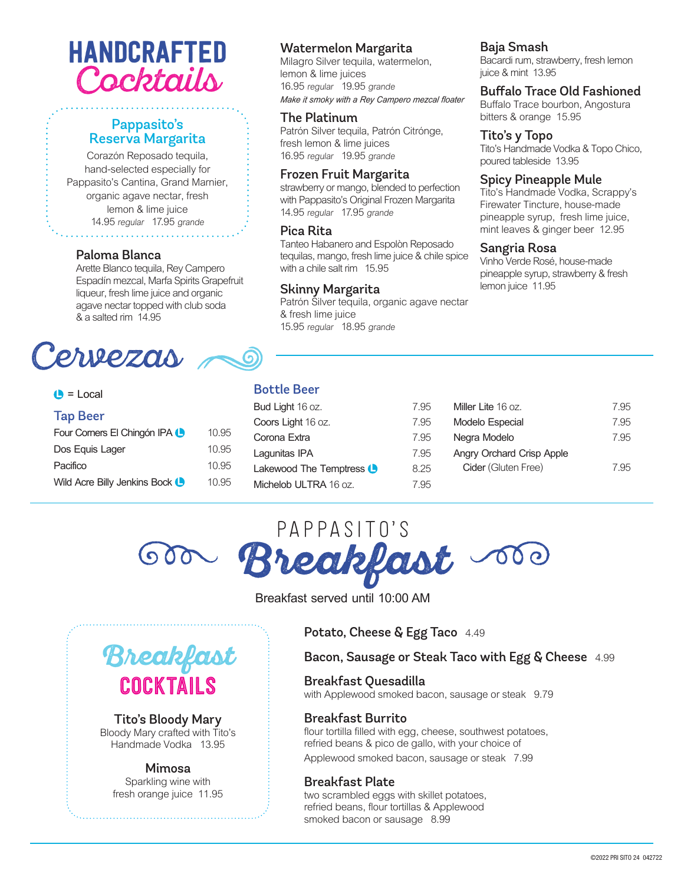# HANDCRAFTED Cocktails

## Pappasito's Reserva Margarita

Corazón Reposado tequila, hand-selected especially for Pappasito's Cantina, Grand Marnier, organic agave nectar, fresh lemon & lime juice
14.95 *regular* 17.95 *grande*

### Paloma Blanca

Arette Blanco tequila, Rey Campero Espadín mezcal, Marfa Spirits Grapefruit liqueur, fresh lime juice and organic agave nectar topped with club soda & a salted rim 14.95

### Watermelon Margarita

Milagro Silver tequila, watermelon, lemon & lime juices
16.95 *regular* 19.95 *grande*
*Make it smoky with a Rey Campero mezcal floater*

### The Platinum

Patrón Silver tequila, Patrón Citrónge, fresh lemon & lime juices
16.95 *regular* 19.95 *grande*

### Frozen Fruit Margarita

strawberry or mango, blended to perfection with Pappasito's Original Frozen Margarita
14.95 *regular* 17.95 *grande*

### Pica Rita

Tanteo Habanero and Espolòn Reposado tequilas, mango, fresh lime juice & chile spice with a chile salt rim 15.95

### Skinny Margarita

Patrón Silver tequila, organic agave nectar & fresh lime juice
15.95 *regular* 18.95 *grande*

### Baja Smash

Bacardi rum, strawberry, fresh lemon juice & mint 13.95

### Buffalo Trace Old Fashioned

Buffalo Trace bourbon, Angostura bitters & orange 15.95

### Tito's y Topo

Tito's Handmade Vodka & Topo Chico, poured tableside 13.95

### Spicy Pineapple Mule

Tito's Handmade Vodka, Scrappy's Firewater Tincture, house-made pineapple syrup, fresh lime juice, mint leaves & ginger beer 12.95

### Sangria Rosa

Vinho Verde Rosé, house-made pineapple syrup, strawberry & fresh lemon juice 11.95

# Cervezas

L = Local

## Tap Beer

| | |
|---|---|
| Four Corners El Chingón IPA (L) | 10.95 |
| Dos Equis Lager | 10.95 |
| Pacifico | 10.95 |
| Wild Acre Billy Jenkins Bock (L) | 10.95 |

## Bottle Beer

| | |
|---|---|
| Bud Light 16 oz. | 7.95 |
| Coors Light 16 oz. | 7.95 |
| Corona Extra | 7.95 |
| Lagunitas IPA | 7.95 |
| Lakewood The Temptress (L) | 8.25 |
| Michelob ULTRA 16 oz. | 7.95 |
| Miller Lite 16 oz. | 7.95 |
| Modelo Especial | 7.95 |
| Negra Modelo | 7.95 |
| Angry Orchard Crisp Apple Cider (Gluten Free) | 7.95 |

# PAPPASITO'S Breakfast

Breakfast served until 10:00 AM

## Breakfast COCKTAILS

### Tito's Bloody Mary

Bloody Mary crafted with Tito's Handmade Vodka 13.95

### Mimosa

Sparkling wine with fresh orange juice 11.95

### Potato, Cheese & Egg Taco 4.49

### Bacon, Sausage or Steak Taco with Egg & Cheese 4.99

### Breakfast Quesadilla

with Applewood smoked bacon, sausage or steak 9.79

### Breakfast Burrito

flour tortilla filled with egg, cheese, southwest potatoes, refried beans & pico de gallo, with your choice of Applewood smoked bacon, sausage or steak 7.99

### Breakfast Plate

two scrambled eggs with skillet potatoes, refried beans, flour tortillas & Applewood smoked bacon or sausage 8.99

©2022 PRI SITO 24 042722